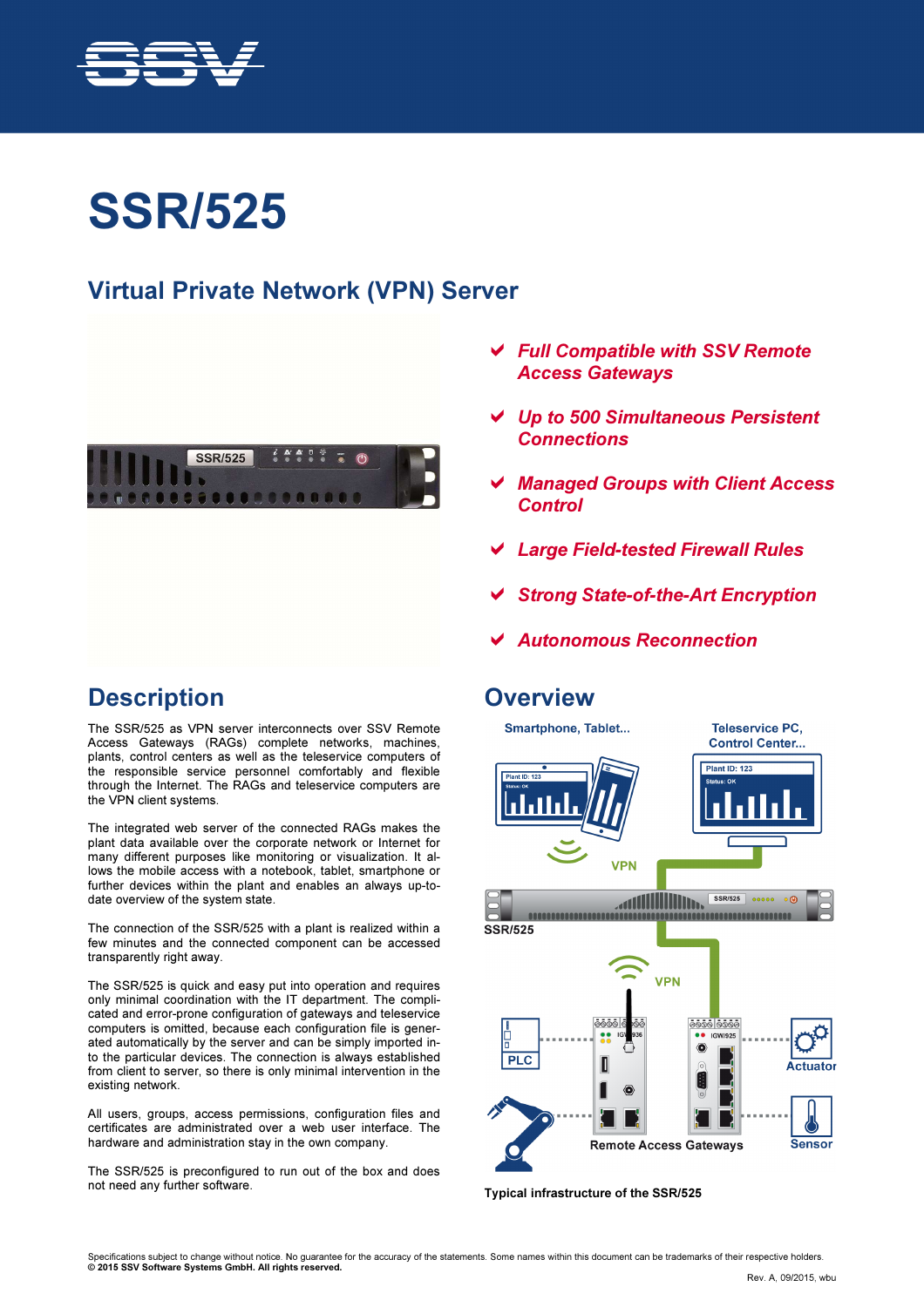# SSR/525

## Virtual Private Network (VPN) Server

- ✔ ***Full Compatible with SSV Remote Access Gateways***
- ✔ ***Up to 500 Simultaneous Persistent Connections***
- ✔ ***Managed Groups with Client Access Control***
- ✔ ***Large Field-tested Firewall Rules***
- ✔ ***Strong State-of-the-Art Encryption***
- ✔ ***Autonomous Reconnection***

## Description

The SSR/525 as VPN server interconnects over SSV Remote Access Gateways (RAGs) complete networks, machines, plants, control centers as well as the teleservice computers of the responsible service personnel comfortably and flexible through the Internet. The RAGs and teleservice computers are the VPN client systems.

The integrated web server of the connected RAGs makes the plant data available over the corporate network or Internet for many different purposes like monitoring or visualization. It allows the mobile access with a notebook, tablet, smartphone or further devices within the plant and enables an always up-to-date overview of the system state.

The connection of the SSR/525 with a plant is realized within a few minutes and the connected component can be accessed transparently right away.

The SSR/525 is quick and easy put into operation and requires only minimal coordination with the IT department. The complicated and error-prone configuration of gateways and teleservice computers is omitted, because each configuration file is generated automatically by the server and can be simply imported into the particular devices. The connection is always established from client to server, so there is only minimal intervention in the existing network.

All users, groups, access permissions, configuration files and certificates are administrated over a web user interface. The hardware and administration stay in the own company.

The SSR/525 is preconfigured to run out of the box and does not need any further software.

## Overview

Typical infrastructure of the SSR/525

Specifications subject to change without notice. No guarantee for the accuracy of the statements. Some names within this document can be trademarks of their respective holders.
**© 2015 SSV Software Systems GmbH. All rights reserved.**

Rev. A, 09/2015, wbu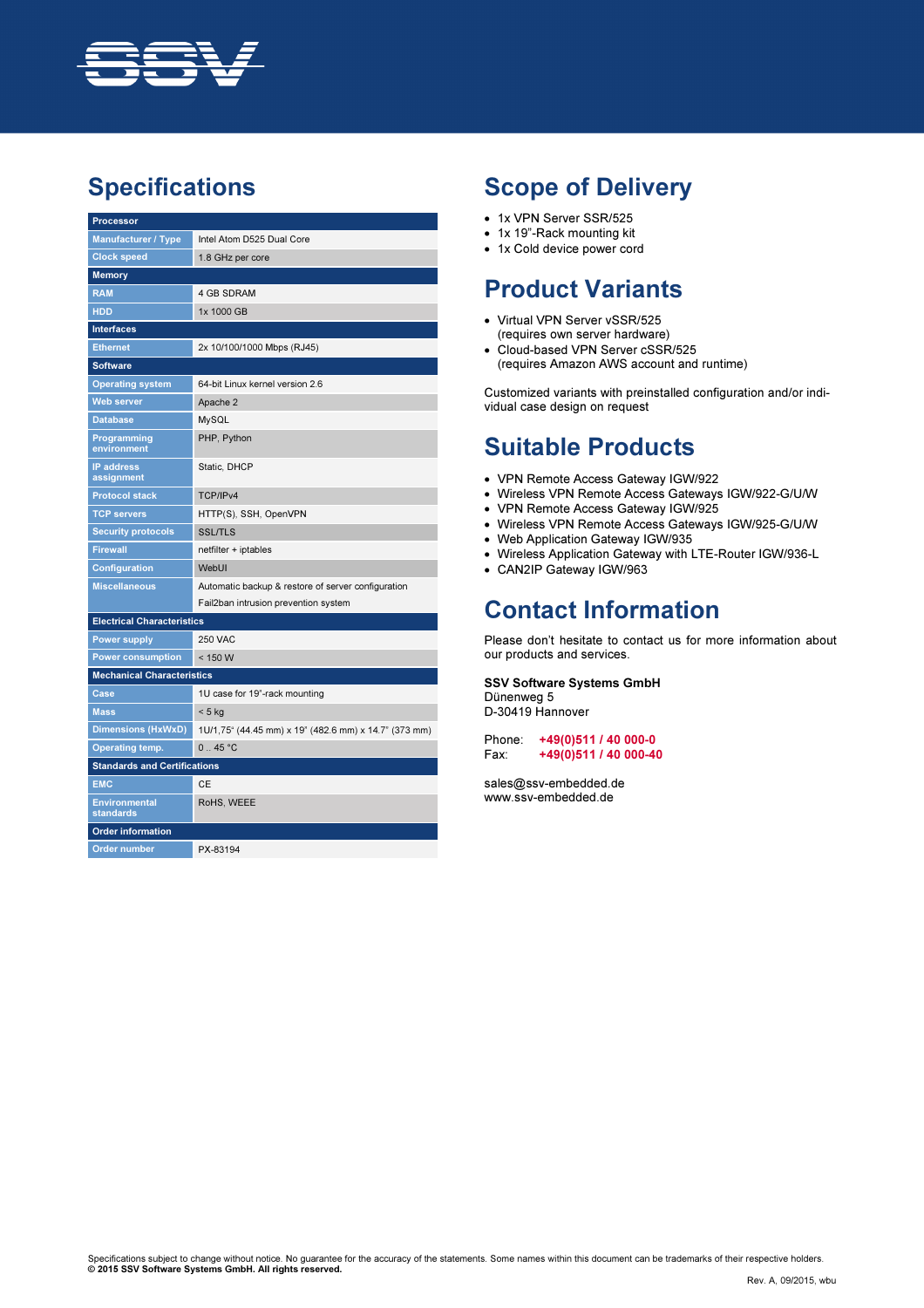## Specifications

| | |
|---|---|
| **Processor** | |
| Manufacturer / Type | Intel Atom D525 Dual Core |
| Clock speed | 1.8 GHz per core |
| **Memory** | |
| RAM | 4 GB SDRAM |
| HDD | 1x 1000 GB |
| **Interfaces** | |
| Ethernet | 2x 10/100/1000 Mbps (RJ45) |
| **Software** | |
| Operating system | 64-bit Linux kernel version 2.6 |
| Web server | Apache 2 |
| Database | MySQL |
| Programming environment | PHP, Python |
| IP address assignment | Static, DHCP |
| Protocol stack | TCP/IPv4 |
| TCP servers | HTTP(S), SSH, OpenVPN |
| Security protocols | SSL/TLS |
| Firewall | netfilter + iptables |
| Configuration | WebUI |
| Miscellaneous | Automatic backup & restore of server configuration<br>Fail2ban intrusion prevention system |
| **Electrical Characteristics** | |
| Power supply | 250 VAC |
| Power consumption | < 150 W |
| **Mechanical Characteristics** | |
| Case | 1U case for 19"-rack mounting |
| Mass | < 5 kg |
| Dimensions (HxWxD) | 1U/1,75" (44.45 mm) x 19" (482.6 mm) x 14.7" (373 mm) |
| Operating temp. | 0 .. 45 °C |
| **Standards and Certifications** | |
| EMC | CE |
| Environmental standards | RoHS, WEEE |
| **Order information** | |
| Order number | PX-83194 |

## Scope of Delivery

- 1x VPN Server SSR/525
- 1x 19"-Rack mounting kit
- 1x Cold device power cord

## Product Variants

- Virtual VPN Server vSSR/525 (requires own server hardware)
- Cloud-based VPN Server cSSR/525 (requires Amazon AWS account and runtime)

Customized variants with preinstalled configuration and/or individual case design on request

## Suitable Products

- VPN Remote Access Gateway IGW/922
- Wireless VPN Remote Access Gateways IGW/922-G/U/W
- VPN Remote Access Gateway IGW/925
- Wireless VPN Remote Access Gateways IGW/925-G/U/W
- Web Application Gateway IGW/935
- Wireless Application Gateway with LTE-Router IGW/936-L
- CAN2IP Gateway IGW/963

## Contact Information

Please don't hesitate to contact us for more information about our products and services.

**SSV Software Systems GmbH**
Dünenweg 5
D-30419 Hannover

Phone: **+49(0)511 / 40 000-0**
Fax: **+49(0)511 / 40 000-40**

sales@ssv-embedded.de
www.ssv-embedded.de

Specifications subject to change without notice. No guarantee for the accuracy of the statements. Some names within this document can be trademarks of their respective holders.
**© 2015 SSV Software Systems GmbH. All rights reserved.**

Rev. A, 09/2015, wbu